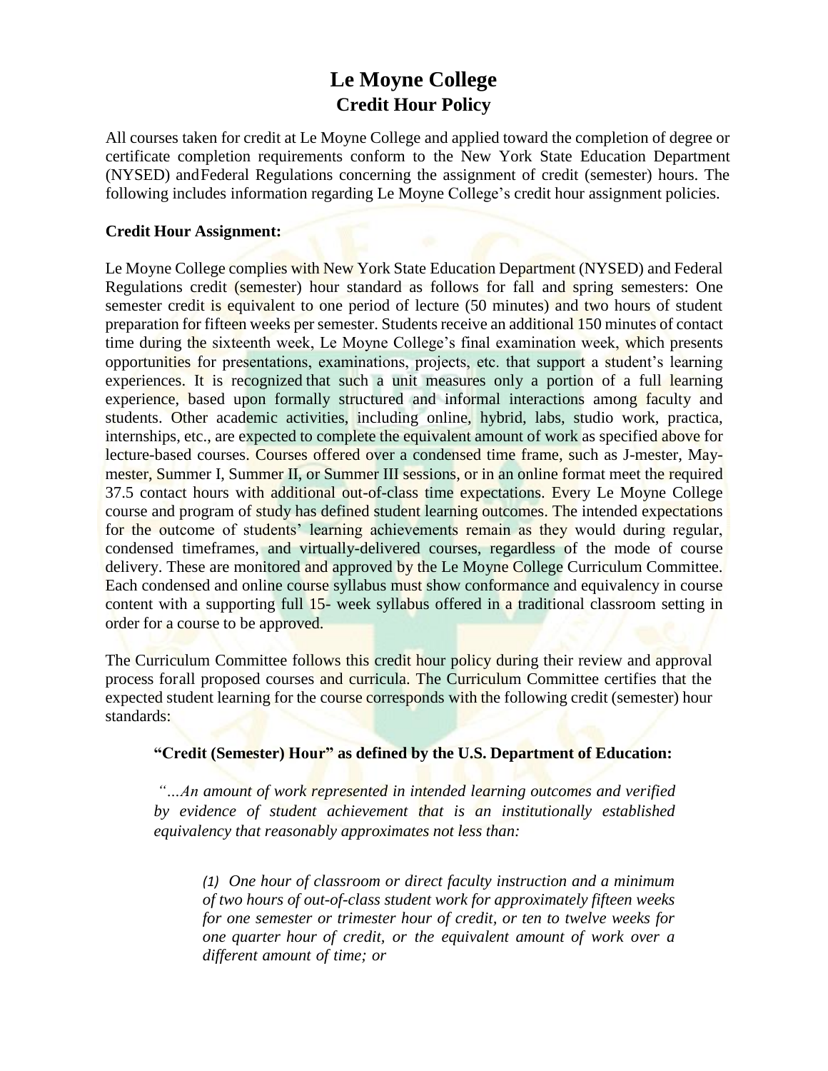# Le Moyne College
## Credit Hour Policy

All courses taken for credit at Le Moyne College and applied toward the completion of degree or certificate completion requirements conform to the New York State Education Department (NYSED) and Federal Regulations concerning the assignment of credit (semester) hours. The following includes information regarding Le Moyne College's credit hour assignment policies.

**Credit Hour Assignment:**

Le Moyne College complies with New York State Education Department (NYSED) and Federal Regulations credit (semester) hour standard as follows for fall and spring semesters: One semester credit is equivalent to one period of lecture (50 minutes) and two hours of student preparation for fifteen weeks per semester. Students receive an additional 150 minutes of contact time during the sixteenth week, Le Moyne College's final examination week, which presents opportunities for presentations, examinations, projects, etc. that support a student's learning experiences. It is recognized that such a unit measures only a portion of a full learning experience, based upon formally structured and informal interactions among faculty and students. Other academic activities, including online, hybrid, labs, studio work, practica, internships, etc., are expected to complete the equivalent amount of work as specified above for lecture-based courses. Courses offered over a condensed time frame, such as J-mester, May-mester, Summer I, Summer II, or Summer III sessions, or in an online format meet the required 37.5 contact hours with additional out-of-class time expectations. Every Le Moyne College course and program of study has defined student learning outcomes. The intended expectations for the outcome of students' learning achievements remain as they would during regular, condensed timeframes, and virtually-delivered courses, regardless of the mode of course delivery. These are monitored and approved by the Le Moyne College Curriculum Committee. Each condensed and online course syllabus must show conformance and equivalency in course content with a supporting full 15- week syllabus offered in a traditional classroom setting in order for a course to be approved.

The Curriculum Committee follows this credit hour policy during their review and approval process for all proposed courses and curricula. The Curriculum Committee certifies that the expected student learning for the course corresponds with the following credit (semester) hour standards:

> **"Credit (Semester) Hour" as defined by the U.S. Department of Education:**
>
> *"…An amount of work represented in intended learning outcomes and verified by evidence of student achievement that is an institutionally established equivalency that reasonably approximates not less than:*
>
> > *(1) One hour of classroom or direct faculty instruction and a minimum of two hours of out-of-class student work for approximately fifteen weeks for one semester or trimester hour of credit, or ten to twelve weeks for one quarter hour of credit, or the equivalent amount of work over a different amount of time; or*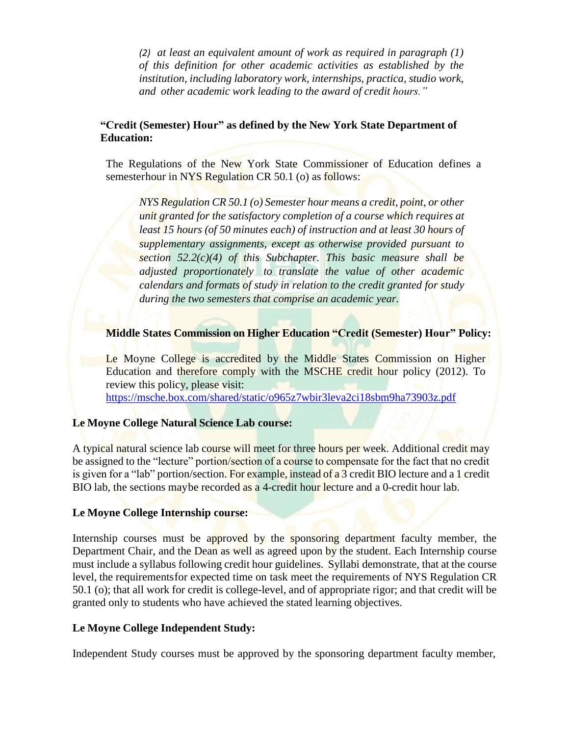*(2) at least an equivalent amount of work as required in paragraph (1) of this definition for other academic activities as established by the institution, including laboratory work, internships, practica, studio work, and other academic work leading to the award of credit hours."*

**"Credit (Semester) Hour" as defined by the New York State Department of Education:**

The Regulations of the New York State Commissioner of Education defines a semesterhour in NYS Regulation CR 50.1 (o) as follows:

*NYS Regulation CR 50.1 (o) Semester hour means a credit, point, or other unit granted for the satisfactory completion of a course which requires at least 15 hours (of 50 minutes each) of instruction and at least 30 hours of supplementary assignments, except as otherwise provided pursuant to section 52.2(c)(4) of this Subchapter. This basic measure shall be adjusted proportionately to translate the value of other academic calendars and formats of study in relation to the credit granted for study during the two semesters that comprise an academic year.*

**Middle States Commission on Higher Education "Credit (Semester) Hour" Policy:**

Le Moyne College is accredited by the Middle States Commission on Higher Education and therefore comply with the MSCHE credit hour policy (2012). To review this policy, please visit:
https://msche.box.com/shared/static/o965z7wbir3leva2ci18sbm9ha73903z.pdf

**Le Moyne College Natural Science Lab course:**

A typical natural science lab course will meet for three hours per week. Additional credit may be assigned to the "lecture" portion/section of a course to compensate for the fact that no credit is given for a "lab" portion/section. For example, instead of a 3 credit BIO lecture and a 1 credit BIO lab, the sections maybe recorded as a 4-credit hour lecture and a 0-credit hour lab.

**Le Moyne College Internship course:**

Internship courses must be approved by the sponsoring department faculty member, the Department Chair, and the Dean as well as agreed upon by the student. Each Internship course must include a syllabus following credit hour guidelines. Syllabi demonstrate, that at the course level, the requirementsfor expected time on task meet the requirements of NYS Regulation CR 50.1 (o); that all work for credit is college-level, and of appropriate rigor; and that credit will be granted only to students who have achieved the stated learning objectives.

**Le Moyne College Independent Study:**

Independent Study courses must be approved by the sponsoring department faculty member,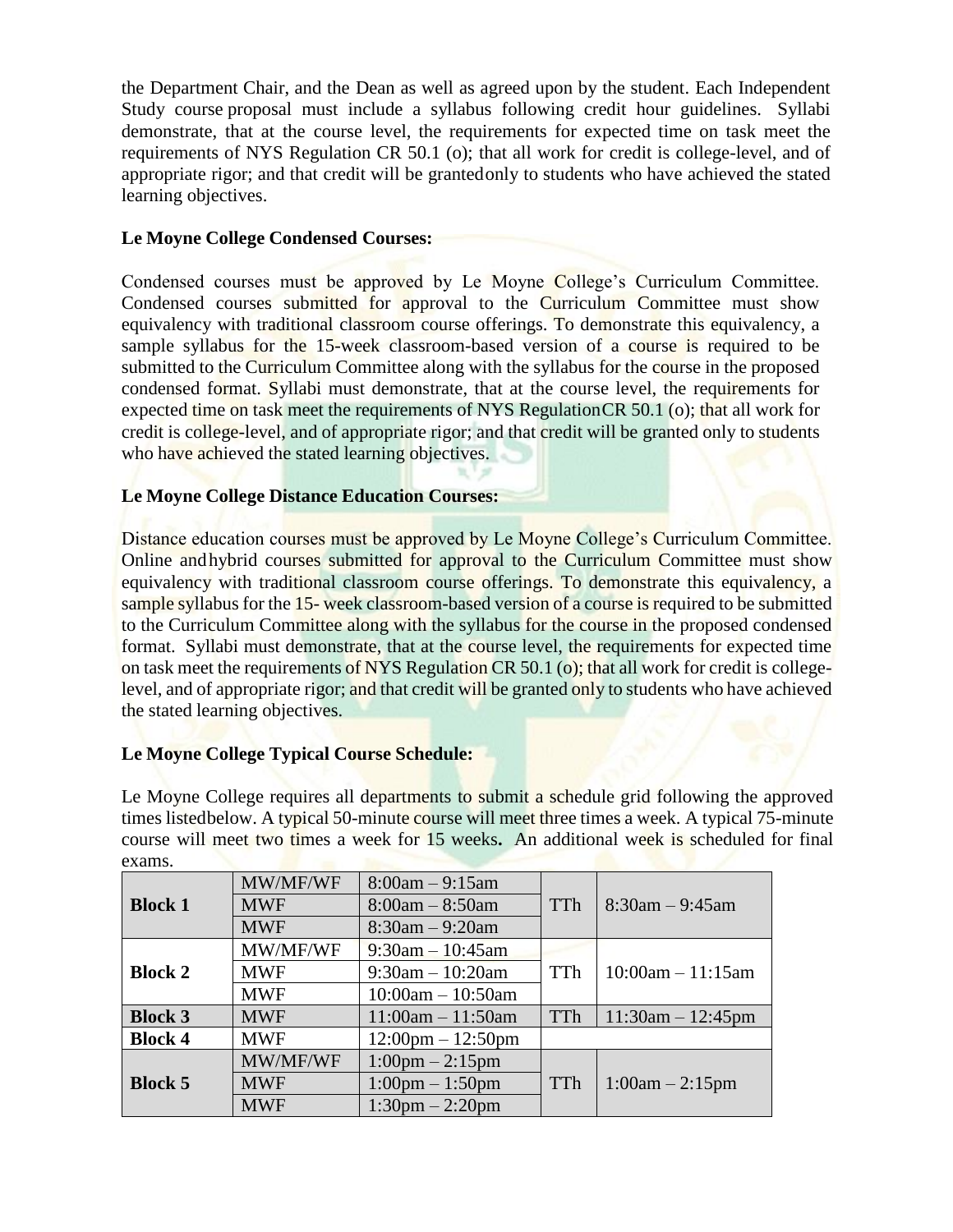the Department Chair, and the Dean as well as agreed upon by the student. Each Independent Study course proposal must include a syllabus following credit hour guidelines. Syllabi demonstrate, that at the course level, the requirements for expected time on task meet the requirements of NYS Regulation CR 50.1 (o); that all work for credit is college-level, and of appropriate rigor; and that credit will be grantedonly to students who have achieved the stated learning objectives.

**Le Moyne College Condensed Courses:**

Condensed courses must be approved by Le Moyne College's Curriculum Committee. Condensed courses submitted for approval to the Curriculum Committee must show equivalency with traditional classroom course offerings. To demonstrate this equivalency, a sample syllabus for the 15-week classroom-based version of a course is required to be submitted to the Curriculum Committee along with the syllabus for the course in the proposed condensed format. Syllabi must demonstrate, that at the course level, the requirements for expected time on task meet the requirements of NYS RegulationCR 50.1 (o); that all work for credit is college-level, and of appropriate rigor; and that credit will be granted only to students who have achieved the stated learning objectives.

**Le Moyne College Distance Education Courses:**

Distance education courses must be approved by Le Moyne College's Curriculum Committee. Online andhybrid courses submitted for approval to the Curriculum Committee must show equivalency with traditional classroom course offerings. To demonstrate this equivalency, a sample syllabus for the 15- week classroom-based version of a course is required to be submitted to the Curriculum Committee along with the syllabus for the course in the proposed condensed format. Syllabi must demonstrate, that at the course level, the requirements for expected time on task meet the requirements of NYS Regulation CR 50.1 (o); that all work for credit is college-level, and of appropriate rigor; and that credit will be granted only to students who have achieved the stated learning objectives.

**Le Moyne College Typical Course Schedule:**

Le Moyne College requires all departments to submit a schedule grid following the approved times listedbelow. A typical 50-minute course will meet three times a week. A typical 75-minute course will meet two times a week for 15 weeks**.** An additional week is scheduled for final exams.

| | | | | |
|---|---|---|---|---|
| **Block 1** | MW/MF/WF | 8:00am – 9:15am | TTh | 8:30am – 9:45am |
| | MWF | 8:00am – 8:50am | | |
| | MWF | 8:30am – 9:20am | | |
| **Block 2** | MW/MF/WF | 9:30am – 10:45am | TTh | 10:00am – 11:15am |
| | MWF | 9:30am – 10:20am | | |
| | MWF | 10:00am – 10:50am | | |
| **Block 3** | MWF | 11:00am – 11:50am | TTh | 11:30am – 12:45pm |
| **Block 4** | MWF | 12:00pm – 12:50pm | | |
| **Block 5** | MW/MF/WF | 1:00pm – 2:15pm | TTh | 1:00am – 2:15pm |
| | MWF | 1:00pm – 1:50pm | | |
| | MWF | 1:30pm – 2:20pm | | |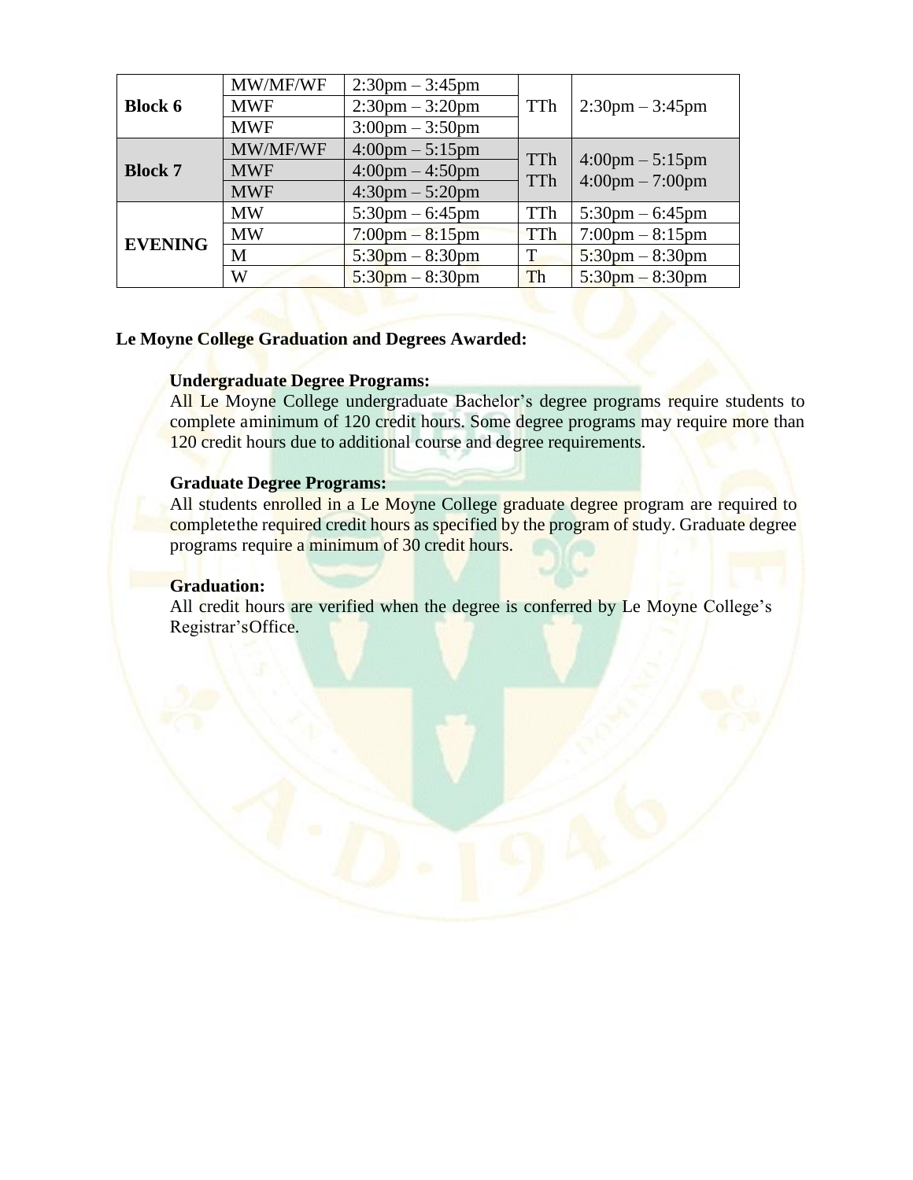| | | | | |
|---|---|---|---|---|
| **Block 6** | MW/MF/WF | 2:30pm – 3:45pm | TTh | 2:30pm – 3:45pm |
| | MWF | 2:30pm – 3:20pm | | |
| | MWF | 3:00pm – 3:50pm | | |
| **Block 7** | MW/MF/WF | 4:00pm – 5:15pm | TTh | 4:00pm – 5:15pm |
| | MWF | 4:00pm – 4:50pm | TTh | 4:00pm – 7:00pm |
| | MWF | 4:30pm – 5:20pm | | |
| **EVENING** | MW | 5:30pm – 6:45pm | TTh | 5:30pm – 6:45pm |
| | MW | 7:00pm – 8:15pm | TTh | 7:00pm – 8:15pm |
| | M | 5:30pm – 8:30pm | T | 5:30pm – 8:30pm |
| | W | 5:30pm – 8:30pm | Th | 5:30pm – 8:30pm |

**Le Moyne College Graduation and Degrees Awarded:**

**Undergraduate Degree Programs:**
All Le Moyne College undergraduate Bachelor's degree programs require students to complete aminimum of 120 credit hours. Some degree programs may require more than 120 credit hours due to additional course and degree requirements.

**Graduate Degree Programs:**
All students enrolled in a Le Moyne College graduate degree program are required to completethe required credit hours as specified by the program of study. Graduate degree programs require a minimum of 30 credit hours.

**Graduation:**
All credit hours are verified when the degree is conferred by Le Moyne College's Registrar'sOffice.